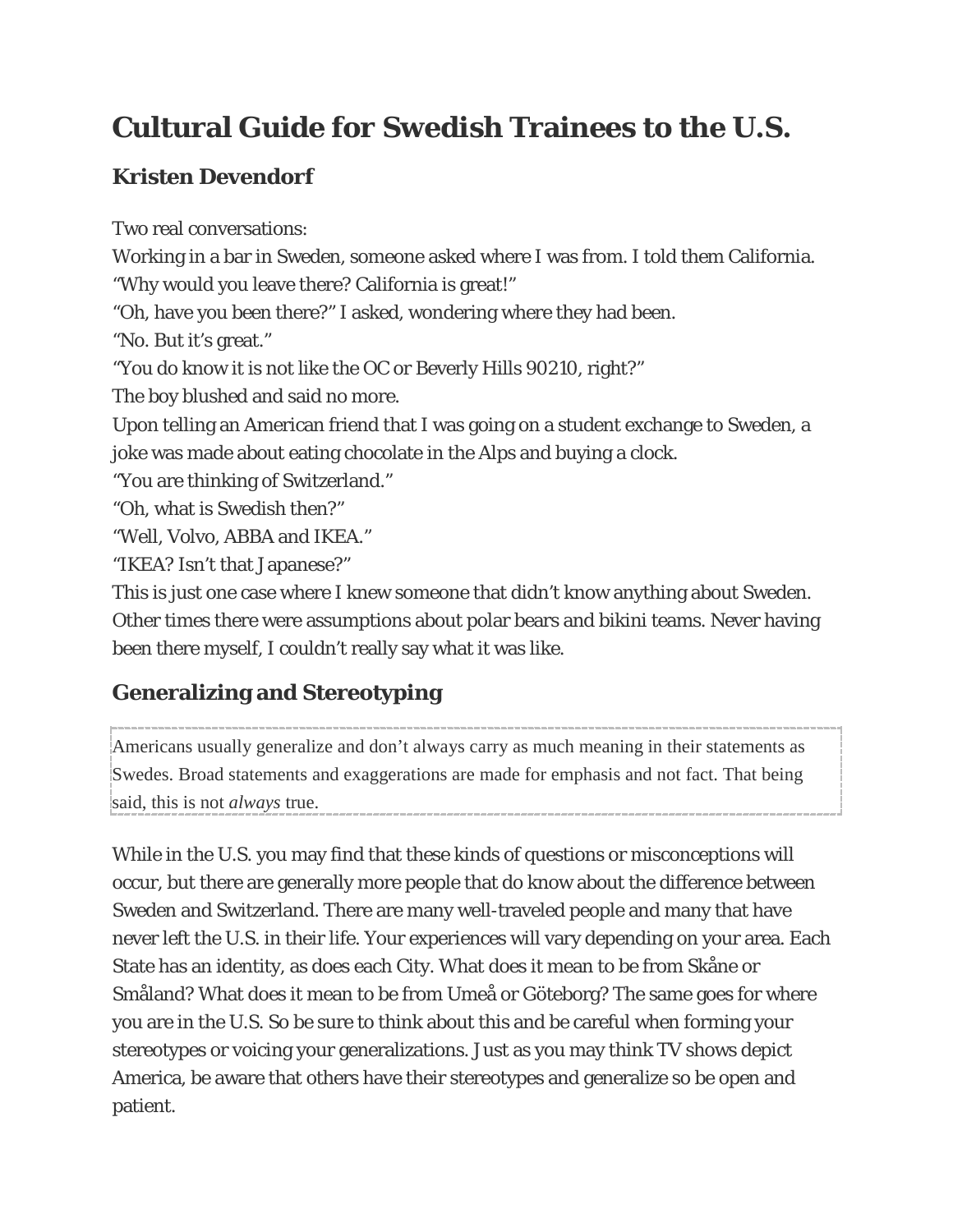# Cultural Guide for Swedish Trainees to the U.S.

## Kristen Devendorf

Two real conversations:

Working in a bar in Sweden, someone asked where I was from. I told them California.

"Why would you leave there? California is great!"

"Oh, have you been there?" I asked, wondering where they had been.

"No. But it's great."

"You do know it is not like the OC or Beverly Hills 90210, right?"

The boy blushed and said no more.

Upon telling an American friend that I was going on a student exchange to Sweden, a joke was made about eating chocolate in the Alps and buying a clock.

"You are thinking of Switzerland."

"Oh, what is Swedish then?"

"Well, Volvo, ABBA and IKEA."

"IKEA? Isn't that Japanese?"

This is just one case where I knew someone that didn't know anything about Sweden. Other times there were assumptions about polar bears and bikini teams. Never having been there myself, I couldn't really say what it was like.

## Generalizing and Stereotyping

> Americans usually generalize and don't always carry as much meaning in their statements as Swedes. Broad statements and exaggerations are made for emphasis and not fact. That being said, this is not *always* true.

While in the U.S. you may find that these kinds of questions or misconceptions will occur, but there are generally more people that do know about the difference between Sweden and Switzerland. There are many well-traveled people and many that have never left the U.S. in their life. Your experiences will vary depending on your area. Each State has an identity, as does each City. What does it mean to be from Skåne or Småland? What does it mean to be from Umeå or Göteborg? The same goes for where you are in the U.S. So be sure to think about this and be careful when forming your stereotypes or voicing your generalizations. Just as you may think TV shows depict America, be aware that others have their stereotypes and generalize so be open and patient.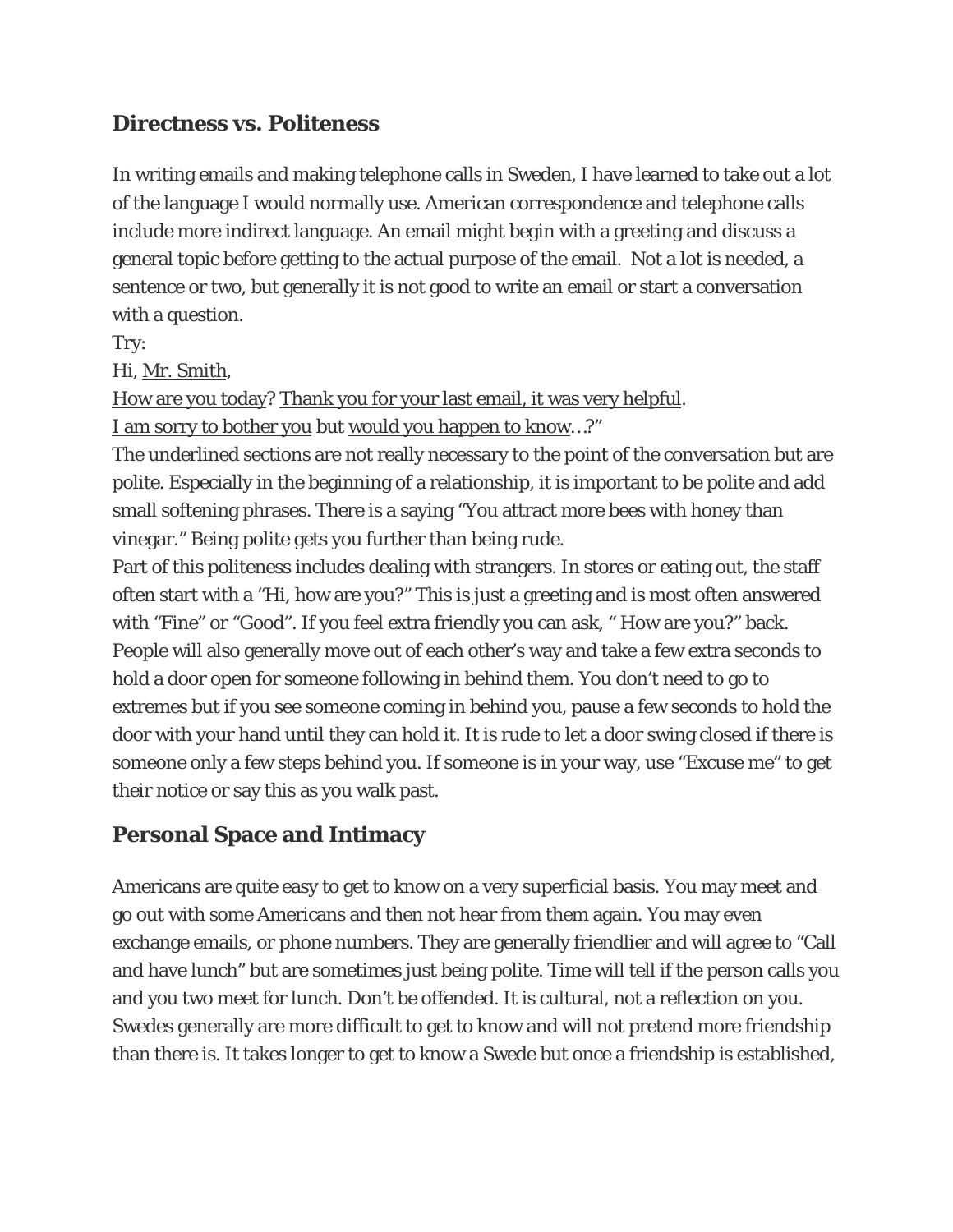## Directness vs. Politeness

In writing emails and making telephone calls in Sweden, I have learned to take out a lot of the language I would normally use. American correspondence and telephone calls include more indirect language. An email might begin with a greeting and discuss a general topic before getting to the actual purpose of the email.  Not a lot is needed, a sentence or two, but generally it is not good to write an email or start a conversation with a question.

Try:

Hi, <u>Mr. Smith</u>,

<u>How are you today</u>? <u>Thank you for your last email, it was very helpful</u>.

<u>I am sorry to bother you</u> but <u>would you happen to know</u>…?"

The underlined sections are not really necessary to the point of the conversation but are polite. Especially in the beginning of a relationship, it is important to be polite and add small softening phrases. There is a saying "You attract more bees with honey than vinegar." Being polite gets you further than being rude.

Part of this politeness includes dealing with strangers. In stores or eating out, the staff often start with a "Hi, how are you?" This is just a greeting and is most often answered with "Fine" or "Good". If you feel extra friendly you can ask, " How are you?" back. People will also generally move out of each other's way and take a few extra seconds to hold a door open for someone following in behind them. You don't need to go to extremes but if you see someone coming in behind you, pause a few seconds to hold the door with your hand until they can hold it. It is rude to let a door swing closed if there is someone only a few steps behind you. If someone is in your way, use "Excuse me" to get their notice or say this as you walk past.

## Personal Space and Intimacy

Americans are quite easy to get to know on a very superficial basis. You may meet and go out with some Americans and then not hear from them again. You may even exchange emails, or phone numbers. They are generally friendlier and will agree to "Call and have lunch" but are sometimes just being polite. Time will tell if the person calls you and you two meet for lunch. Don't be offended. It is cultural, not a reflection on you. Swedes generally are more difficult to get to know and will not pretend more friendship than there is. It takes longer to get to know a Swede but once a friendship is established,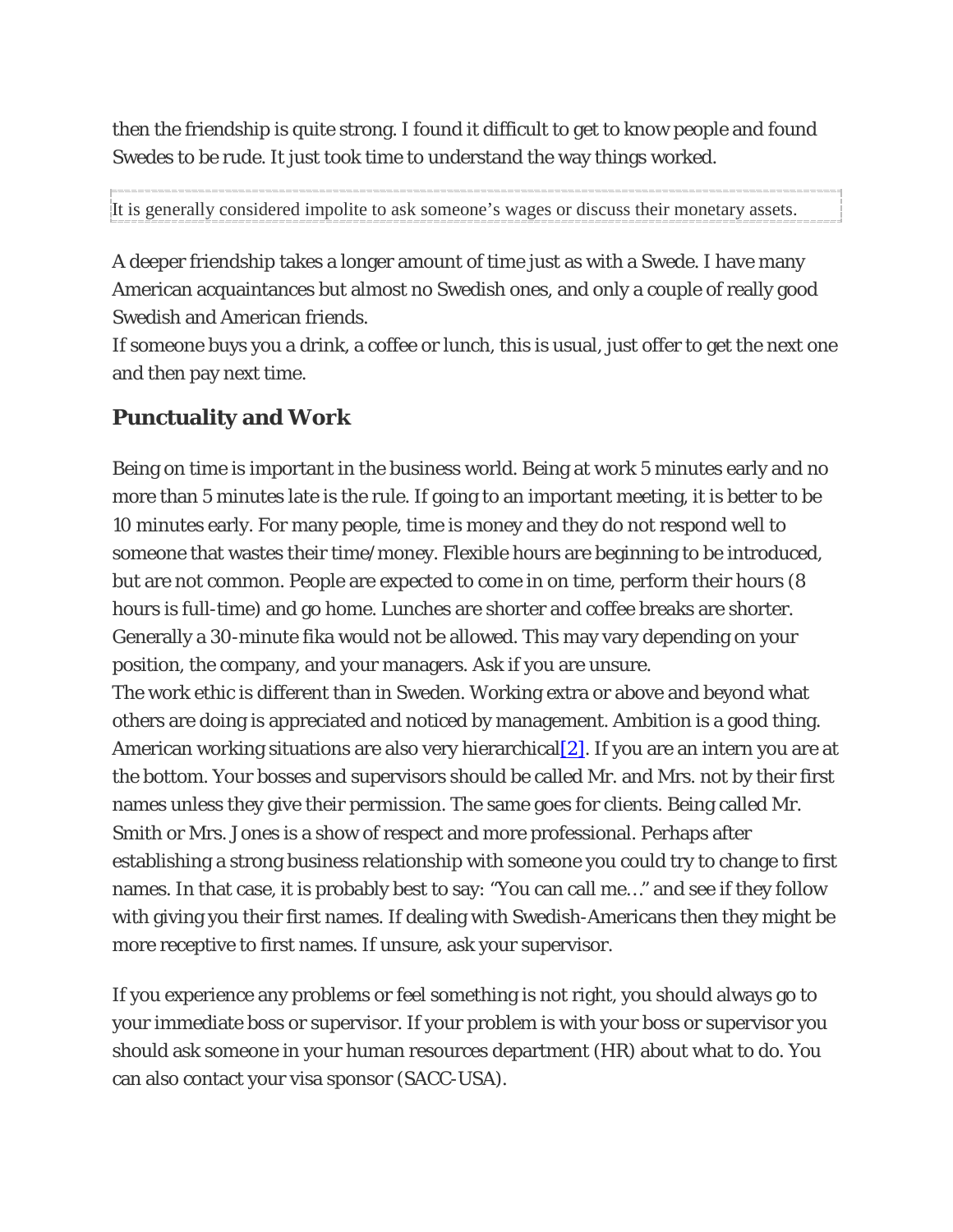then the friendship is quite strong. I found it difficult to get to know people and found Swedes to be rude. It just took time to understand the way things worked.

It is generally considered impolite to ask someone's wages or discuss their monetary assets.

A deeper friendship takes a longer amount of time just as with a Swede. I have many American acquaintances but almost no Swedish ones, and only a couple of really good Swedish and American friends.
If someone buys you a drink, a coffee or lunch, this is usual, just offer to get the next one and then pay next time.

## Punctuality and Work

Being on time is important in the business world. Being at work 5 minutes early and no more than 5 minutes late is the rule. If going to an important meeting, it is better to be 10 minutes early. For many people, time is money and they do not respond well to someone that wastes their time/money. Flexible hours are beginning to be introduced, but are not common. People are expected to come in on time, perform their hours (8 hours is full-time) and go home. Lunches are shorter and coffee breaks are shorter. Generally a 30-minute fika would not be allowed. This may vary depending on your position, the company, and your managers. Ask if you are unsure.
The work ethic is different than in Sweden. Working extra or above and beyond what others are doing is appreciated and noticed by management. Ambition is a good thing. American working situations are also very hierarchical[2]. If you are an intern you are at the bottom. Your bosses and supervisors should be called Mr. and Mrs. not by their first names unless they give their permission. The same goes for clients. Being called Mr. Smith or Mrs. Jones is a show of respect and more professional. Perhaps after establishing a strong business relationship with someone you could try to change to first names. In that case, it is probably best to say: "You can call me…" and see if they follow with giving you their first names. If dealing with Swedish-Americans then they might be more receptive to first names. If unsure, ask your supervisor.

If you experience any problems or feel something is not right, you should always go to your immediate boss or supervisor. If your problem is with your boss or supervisor you should ask someone in your human resources department (HR) about what to do. You can also contact your visa sponsor (SACC-USA).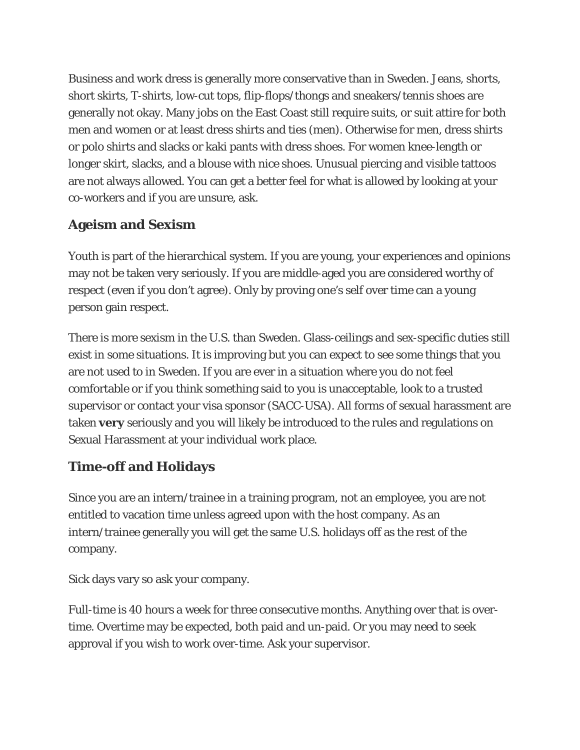Business and work dress is generally more conservative than in Sweden. Jeans, shorts, short skirts, T-shirts, low-cut tops, flip-flops/thongs and sneakers/tennis shoes are generally not okay. Many jobs on the East Coast still require suits, or suit attire for both men and women or at least dress shirts and ties (men). Otherwise for men, dress shirts or polo shirts and slacks or kaki pants with dress shoes. For women knee-length or longer skirt, slacks, and a blouse with nice shoes. Unusual piercing and visible tattoos are not always allowed. You can get a better feel for what is allowed by looking at your co-workers and if you are unsure, ask.

## Ageism and Sexism

Youth is part of the hierarchical system. If you are young, your experiences and opinions may not be taken very seriously. If you are middle-aged you are considered worthy of respect (even if you don't agree). Only by proving one's self over time can a young person gain respect.

There is more sexism in the U.S. than Sweden. Glass-ceilings and sex-specific duties still exist in some situations. It is improving but you can expect to see some things that you are not used to in Sweden. If you are ever in a situation where you do not feel comfortable or if you think something said to you is unacceptable, look to a trusted supervisor or contact your visa sponsor (SACC-USA). All forms of sexual harassment are taken **very** seriously and you will likely be introduced to the rules and regulations on Sexual Harassment at your individual work place.

## Time-off and Holidays

Since you are an intern/trainee in a training program, not an employee, you are not entitled to vacation time unless agreed upon with the host company. As an intern/trainee generally you will get the same U.S. holidays off as the rest of the company.

Sick days vary so ask your company.

Full-time is 40 hours a week for three consecutive months. Anything over that is over-time. Overtime may be expected, both paid and un-paid. Or you may need to seek approval if you wish to work over-time. Ask your supervisor.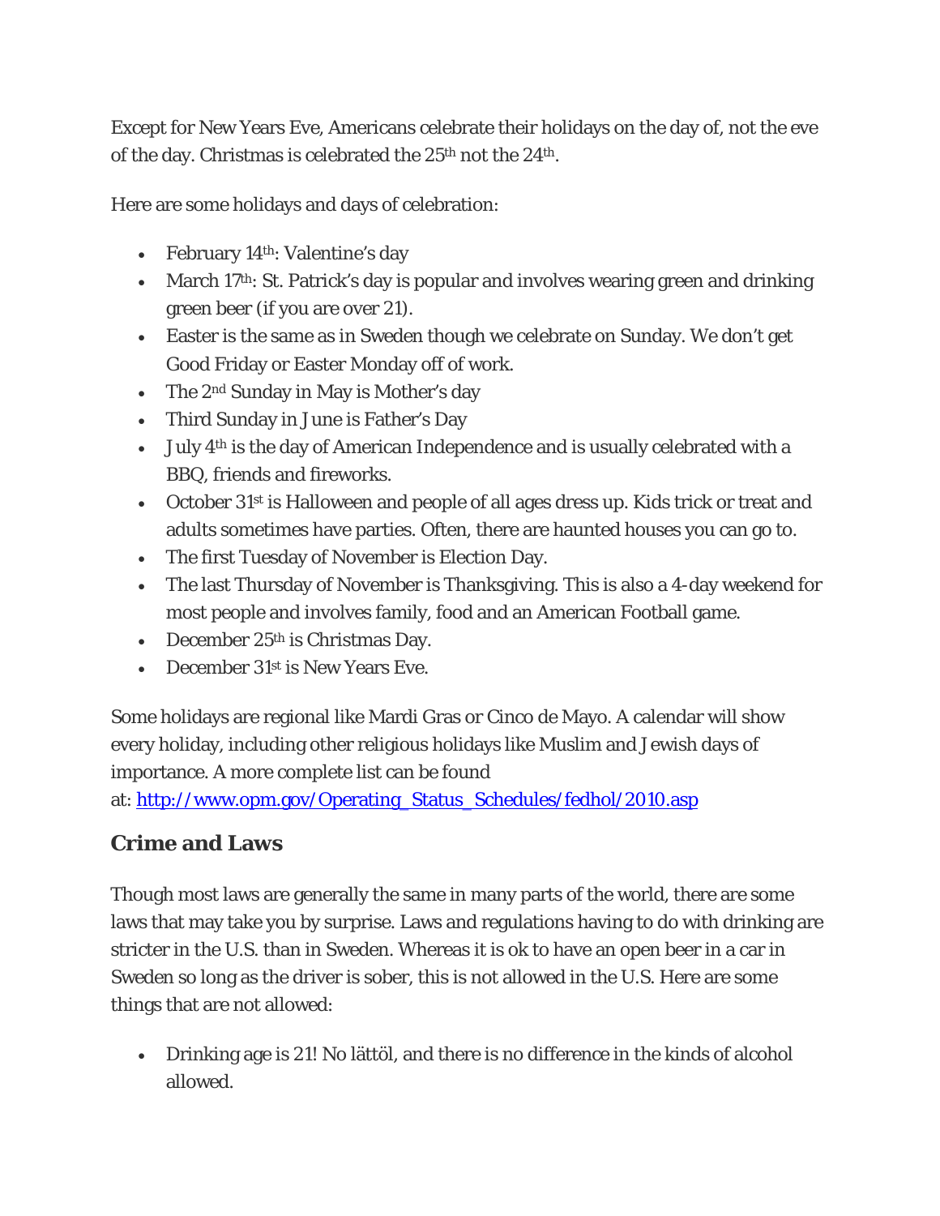Except for New Years Eve, Americans celebrate their holidays on the day of, not the eve of the day. Christmas is celebrated the 25th not the 24th.

Here are some holidays and days of celebration:

- February 14th: Valentine's day
- March 17th: St. Patrick's day is popular and involves wearing green and drinking green beer (if you are over 21).
- Easter is the same as in Sweden though we celebrate on Sunday. We don't get Good Friday or Easter Monday off of work.
- The 2nd Sunday in May is Mother's day
- Third Sunday in June is Father's Day
- July 4th is the day of American Independence and is usually celebrated with a BBQ, friends and fireworks.
- October 31st is Halloween and people of all ages dress up. Kids trick or treat and adults sometimes have parties. Often, there are haunted houses you can go to.
- The first Tuesday of November is Election Day.
- The last Thursday of November is Thanksgiving. This is also a 4-day weekend for most people and involves family, food and an American Football game.
- December 25th is Christmas Day.
- December 31st is New Years Eve.

Some holidays are regional like Mardi Gras or Cinco de Mayo. A calendar will show every holiday, including other religious holidays like Muslim and Jewish days of importance. A more complete list can be found at: [http://www.opm.gov/Operating_Status_Schedules/fedhol/2010.asp](http://www.opm.gov/Operating_Status_Schedules/fedhol/2010.asp)

## Crime and Laws

Though most laws are generally the same in many parts of the world, there are some laws that may take you by surprise. Laws and regulations having to do with drinking are stricter in the U.S. than in Sweden. Whereas it is ok to have an open beer in a car in Sweden so long as the driver is sober, this is not allowed in the U.S. Here are some things that are not allowed:

- Drinking age is 21! No lättöl, and there is no difference in the kinds of alcohol allowed.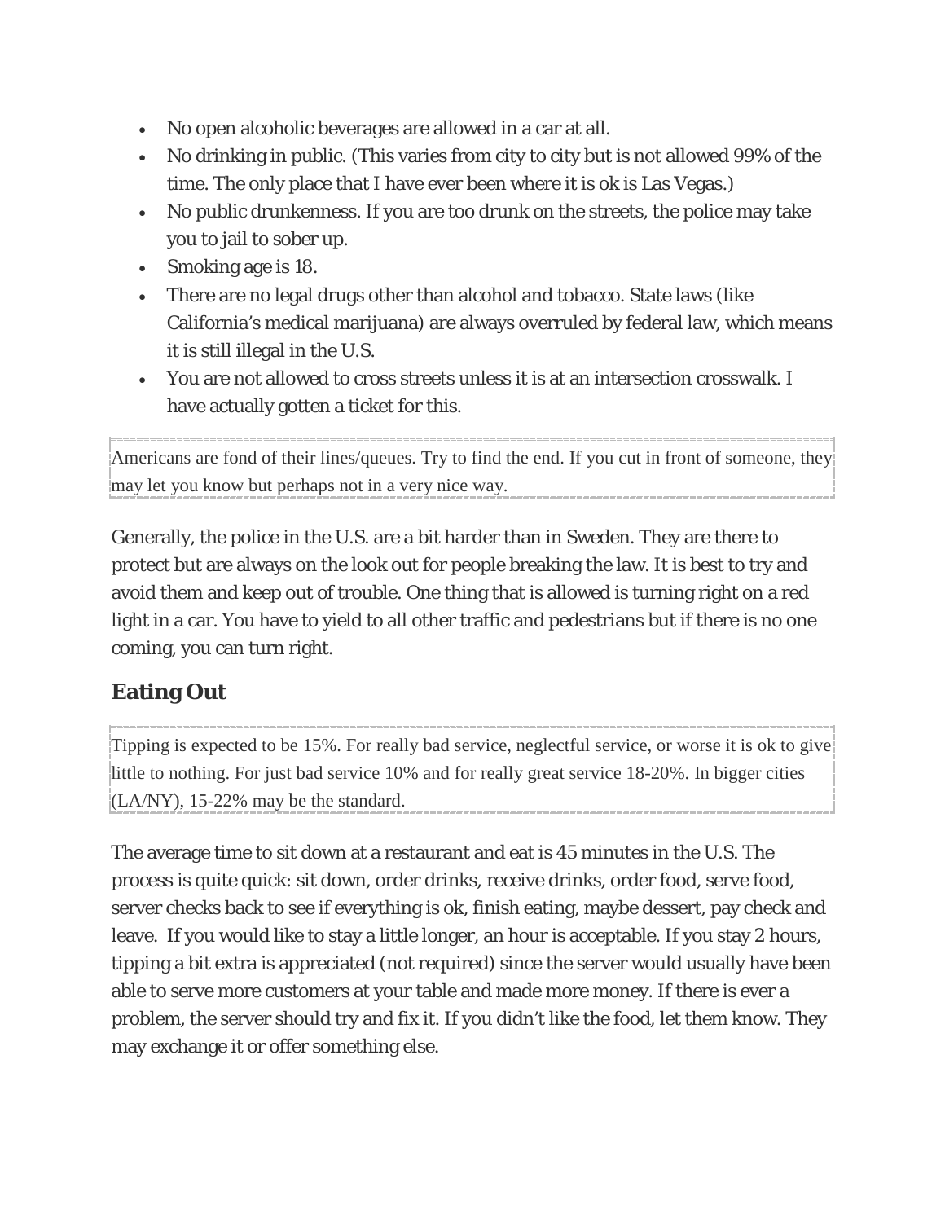- No open alcoholic beverages are allowed in a car at all.
- No drinking in public. (This varies from city to city but is not allowed 99% of the time. The only place that I have ever been where it is ok is Las Vegas.)
- No public drunkenness. If you are too drunk on the streets, the police may take you to jail to sober up.
- Smoking age is 18.
- There are no legal drugs other than alcohol and tobacco. State laws (like California's medical marijuana) are always overruled by federal law, which means it is still illegal in the U.S.
- You are not allowed to cross streets unless it is at an intersection crosswalk. I have actually gotten a ticket for this.

Americans are fond of their lines/queues. Try to find the end. If you cut in front of someone, they may let you know but perhaps not in a very nice way.

Generally, the police in the U.S. are a bit harder than in Sweden. They are there to protect but are always on the look out for people breaking the law. It is best to try and avoid them and keep out of trouble. One thing that is allowed is turning right on a red light in a car. You have to yield to all other traffic and pedestrians but if there is no one coming, you can turn right.

## Eating Out

Tipping is expected to be 15%. For really bad service, neglectful service, or worse it is ok to give little to nothing. For just bad service 10% and for really great service 18-20%. In bigger cities (LA/NY), 15-22% may be the standard.

The average time to sit down at a restaurant and eat is 45 minutes in the U.S. The process is quite quick: sit down, order drinks, receive drinks, order food, serve food, server checks back to see if everything is ok, finish eating, maybe dessert, pay check and leave. If you would like to stay a little longer, an hour is acceptable. If you stay 2 hours, tipping a bit extra is appreciated (not required) since the server would usually have been able to serve more customers at your table and made more money. If there is ever a problem, the server should try and fix it. If you didn't like the food, let them know. They may exchange it or offer something else.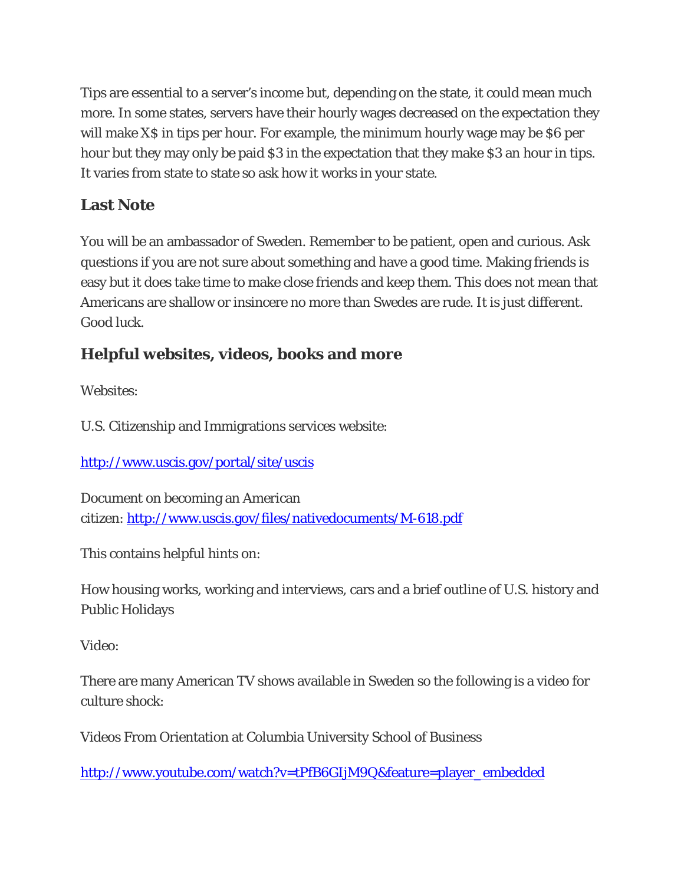Tips are essential to a server's income but, depending on the state, it could mean much more. In some states, servers have their hourly wages decreased on the expectation they will make X$ in tips per hour. For example, the minimum hourly wage may be $6 per hour but they may only be paid $3 in the expectation that they make $3 an hour in tips. It varies from state to state so ask how it works in your state.

## Last Note

You will be an ambassador of Sweden. Remember to be patient, open and curious. Ask questions if you are not sure about something and have a good time. Making friends is easy but it does take time to make close friends and keep them. This does not mean that Americans are shallow or insincere no more than Swedes are rude. It is just different. Good luck.

## Helpful websites, videos, books and more

Websites:

U.S. Citizenship and Immigrations services website:

[http://www.uscis.gov/portal/site/uscis](http://www.uscis.gov/portal/site/uscis)

Document on becoming an American citizen: [http://www.uscis.gov/files/nativedocuments/M-618.pdf](http://www.uscis.gov/files/nativedocuments/M-618.pdf)

This contains helpful hints on:

How housing works, working and interviews, cars and a brief outline of U.S. history and Public Holidays

Video:

There are many American TV shows available in Sweden so the following is a video for culture shock:

Videos From Orientation at Columbia University School of Business

[http://www.youtube.com/watch?v=tPfB6GIjM9Q&feature=player_embedded](http://www.youtube.com/watch?v=tPfB6GIjM9Q&feature=player_embedded)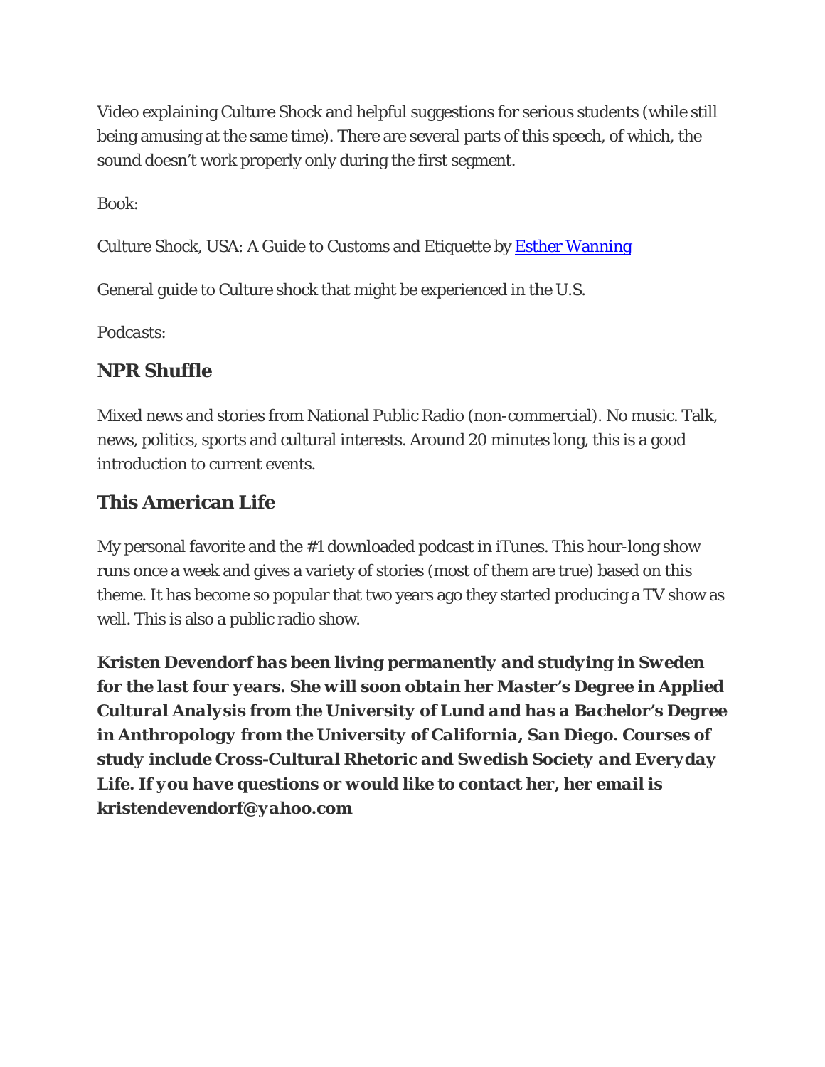Video explaining Culture Shock and helpful suggestions for serious students (while still being amusing at the same time). There are several parts of this speech, of which, the sound doesn't work properly only during the first segment.

Book:

Culture Shock, USA: A Guide to Customs and Etiquette by Esther Wanning

General guide to Culture shock that might be experienced in the U.S.

*Podcasts:*

### NPR Shuffle

Mixed news and stories from National Public Radio (non-commercial). No music. Talk, news, politics, sports and cultural interests. Around 20 minutes long, this is a good introduction to current events.

### This American Life

My personal favorite and the #1 downloaded podcast in iTunes. This hour-long show runs once a week and gives a variety of stories (most of them are true) based on this theme. It has become so popular that two years ago they started producing a TV show as well. This is also a public radio show.

***Kristen Devendorf has been living permanently and studying in Sweden for the last four years. She will soon obtain her Master's Degree in Applied Cultural Analysis from the University of Lund and has a Bachelor's Degree in Anthropology from the University of California, San Diego. Courses of study include Cross-Cultural Rhetoric and Swedish Society and Everyday Life. If you have questions or would like to contact her, her email is kristendevendorf@yahoo.com***